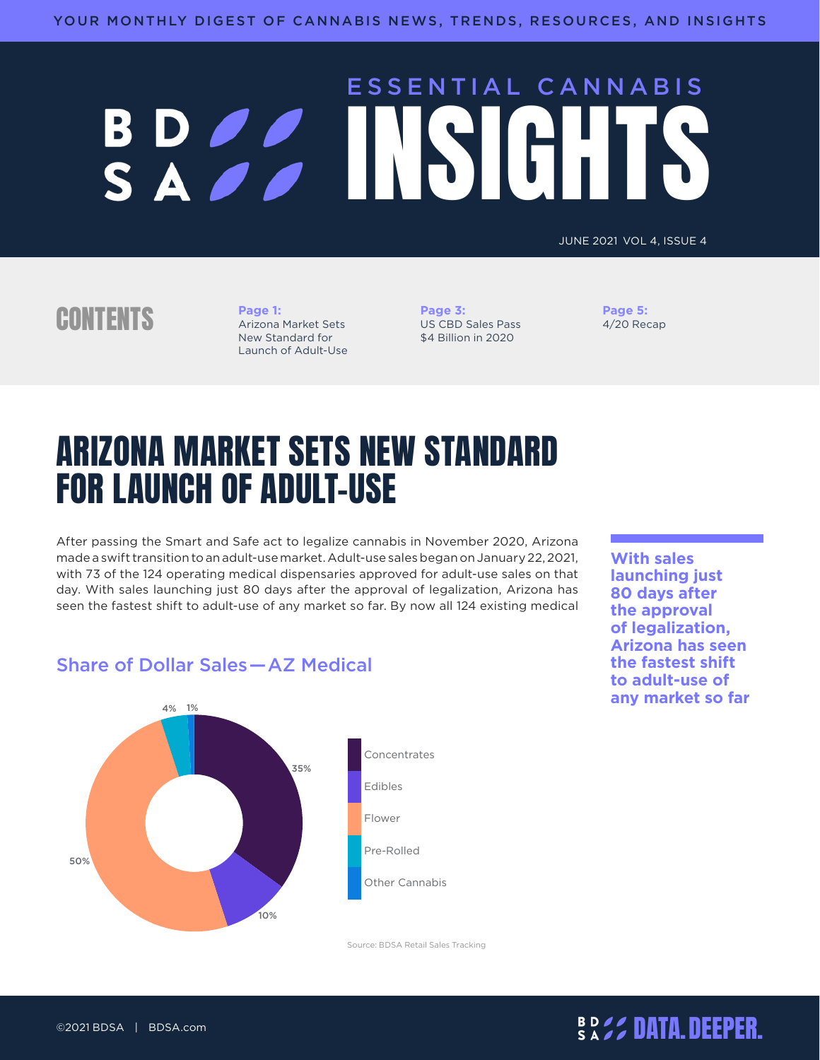YOUR MONTHLY DIGEST OF CANNABIS NEWS, TRENDS, RESOURCES, AND INSIGHTS

BDSA

# ESSENTIAL CANNABIS INSIGHTS

JUNE 2021 VOL 4, ISSUE 4

## CONTENTS

**Page 1:** Arizona Market Sets New Standard for Launch of Adult-Use

**Page 3:** US CBD Sales Pass $4 Billion in 2020

**Page 5:** 4/20 Recap

# ARIZONA MARKET SETS NEW STANDARD FOR LAUNCH OF ADULT-USE

After passing the Smart and Safe act to legalize cannabis in November 2020, Arizona made a swift transition to an adult-use market. Adult-use sales began on January 22, 2021, with 73 of the 124 operating medical dispensaries approved for adult-use sales on that day. With sales launching just 80 days after the approval of legalization, Arizona has seen the fastest shift to adult-use of any market so far. By now all 124 existing medical

**With sales launching just 80 days after the approval of legalization, Arizona has seen the fastest shift to adult-use of any market so far**

### Share of Dollar Sales—AZ Medical

| Category | Share |
|---|---|
| Concentrates | 35% |
| Edibles | 10% |
| Flower | 50% |
| Pre-Rolled | 4% |
| Other Cannabis | 1% |

Source: BDSA Retail Sales Tracking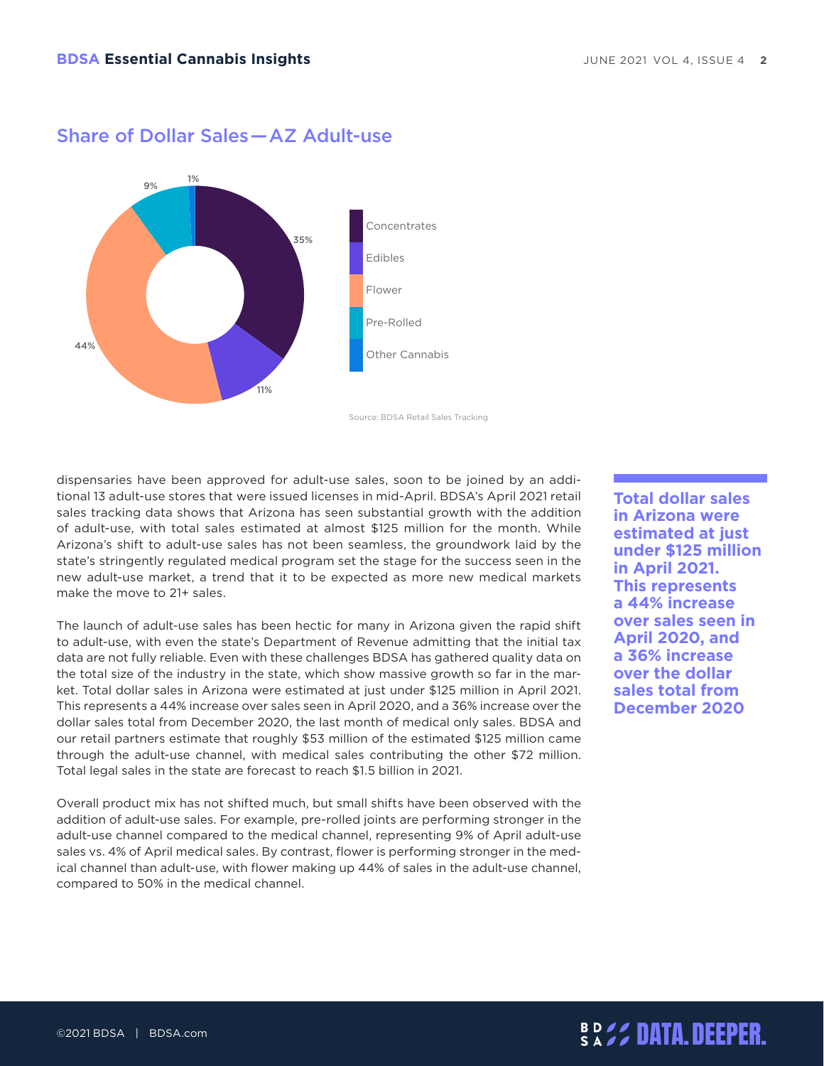## Share of Dollar Sales — AZ Adult-use

| Category | Share |
|---|---|
| Concentrates | 35% |
| Edibles | 11% |
| Flower | 44% |
| Pre-Rolled | 9% |
| Other Cannabis | 1% |

Source: BDSA Retail Sales Tracking

dispensaries have been approved for adult-use sales, soon to be joined by an additional 13 adult-use stores that were issued licenses in mid-April. BDSA's April 2021 retail sales tracking data shows that Arizona has seen substantial growth with the addition of adult-use, with total sales estimated at almost $125 million for the month. While Arizona's shift to adult-use sales has not been seamless, the groundwork laid by the state's stringently regulated medical program set the stage for the success seen in the new adult-use market, a trend that it to be expected as more new medical markets make the move to 21+ sales.

**Total dollar sales in Arizona were estimated at just under $125 million in April 2021. This represents a 44% increase over sales seen in April 2020, and a 36% increase over the dollar sales total from December 2020**

The launch of adult-use sales has been hectic for many in Arizona given the rapid shift to adult-use, with even the state's Department of Revenue admitting that the initial tax data are not fully reliable. Even with these challenges BDSA has gathered quality data on the total size of the industry in the state, which show massive growth so far in the market. Total dollar sales in Arizona were estimated at just under $125 million in April 2021. This represents a 44% increase over sales seen in April 2020, and a 36% increase over the dollar sales total from December 2020, the last month of medical only sales. BDSA and our retail partners estimate that roughly $53 million of the estimated $125 million came through the adult-use channel, with medical sales contributing the other $72 million. Total legal sales in the state are forecast to reach $1.5 billion in 2021.

Overall product mix has not shifted much, but small shifts have been observed with the addition of adult-use sales. For example, pre-rolled joints are performing stronger in the adult-use channel compared to the medical channel, representing 9% of April adult-use sales vs. 4% of April medical sales. By contrast, flower is performing stronger in the medical channel than adult-use, with flower making up 44% of sales in the adult-use channel, compared to 50% in the medical channel.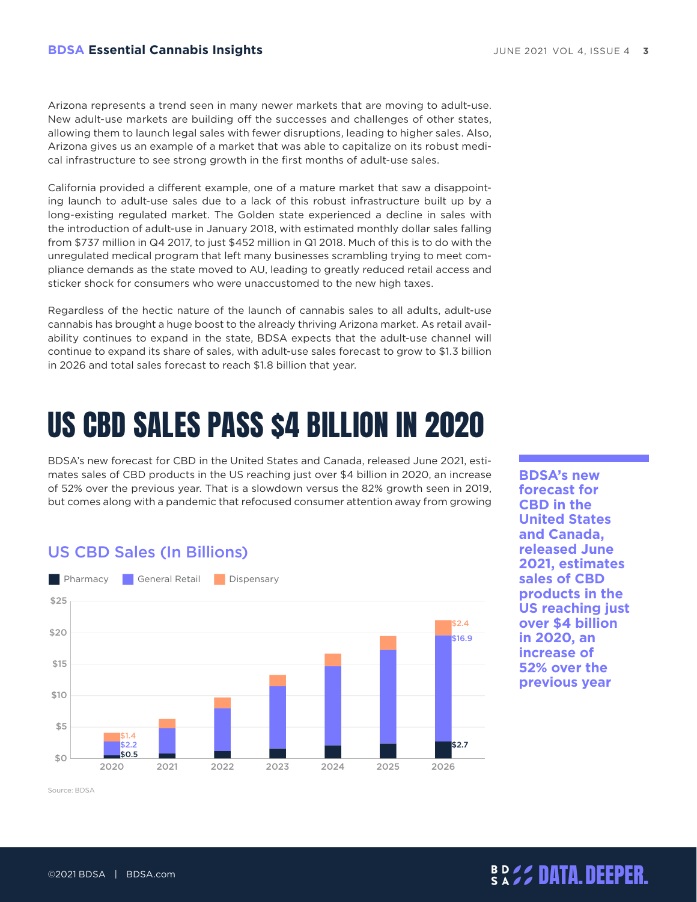Arizona represents a trend seen in many newer markets that are moving to adult-use. New adult-use markets are building off the successes and challenges of other states, allowing them to launch legal sales with fewer disruptions, leading to higher sales. Also, Arizona gives us an example of a market that was able to capitalize on its robust medical infrastructure to see strong growth in the first months of adult-use sales.

California provided a different example, one of a mature market that saw a disappointing launch to adult-use sales due to a lack of this robust infrastructure built up by a long-existing regulated market. The Golden state experienced a decline in sales with the introduction of adult-use in January 2018, with estimated monthly dollar sales falling from $737 million in Q4 2017, to just $452 million in Q1 2018. Much of this is to do with the unregulated medical program that left many businesses scrambling trying to meet compliance demands as the state moved to AU, leading to greatly reduced retail access and sticker shock for consumers who were unaccustomed to the new high taxes.

Regardless of the hectic nature of the launch of cannabis sales to all adults, adult-use cannabis has brought a huge boost to the already thriving Arizona market. As retail availability continues to expand in the state, BDSA expects that the adult-use channel will continue to expand its share of sales, with adult-use sales forecast to grow to $1.3 billion in 2026 and total sales forecast to reach $1.8 billion that year.

# US CBD SALES PASS $4 BILLION IN 2020

BDSA's new forecast for CBD in the United States and Canada, released June 2021, estimates sales of CBD products in the US reaching just over $4 billion in 2020, an increase of 52% over the previous year. That is a slowdown versus the 82% growth seen in 2019, but comes along with a pandemic that refocused consumer attention away from growing

**BDSA's new forecast for CBD in the United States and Canada, released June 2021, estimates sales of CBD products in the US reaching just over $4 billion in 2020, an increase of 52% over the previous year**

## US CBD Sales (In Billions)

| Year | Pharmacy | General Retail | Dispensary |
|---|---|---|---|
| 2020 | $0.5 | $2.2 | $1.4 |
| 2026 | $2.7 | $16.9 | $2.4 |

Source: BDSA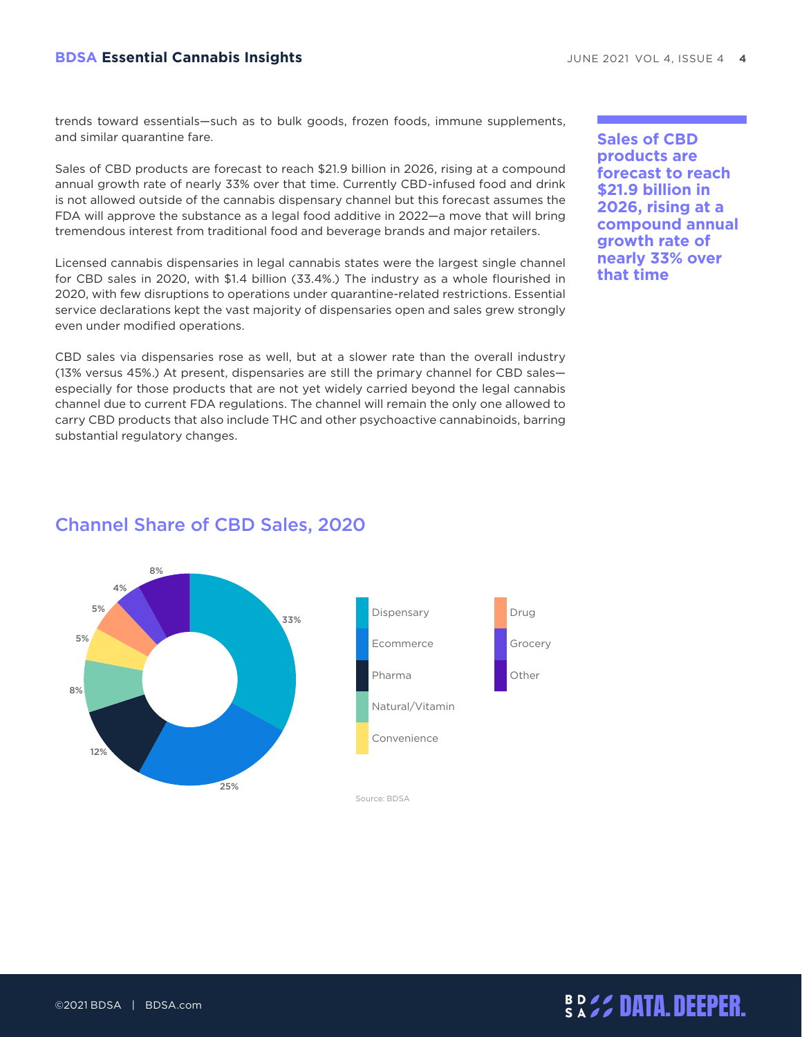trends toward essentials—such as to bulk goods, frozen foods, immune supplements, and similar quarantine fare.

Sales of CBD products are forecast to reach $21.9 billion in 2026, rising at a compound annual growth rate of nearly 33% over that time. Currently CBD-infused food and drink is not allowed outside of the cannabis dispensary channel but this forecast assumes the FDA will approve the substance as a legal food additive in 2022—a move that will bring tremendous interest from traditional food and beverage brands and major retailers.

Licensed cannabis dispensaries in legal cannabis states were the largest single channel for CBD sales in 2020, with $1.4 billion (33.4%.) The industry as a whole flourished in 2020, with few disruptions to operations under quarantine-related restrictions. Essential service declarations kept the vast majority of dispensaries open and sales grew strongly even under modified operations.

CBD sales via dispensaries rose as well, but at a slower rate than the overall industry (13% versus 45%.) At present, dispensaries are still the primary channel for CBD sales—especially for those products that are not yet widely carried beyond the legal cannabis channel due to current FDA regulations. The channel will remain the only one allowed to carry CBD products that also include THC and other psychoactive cannabinoids, barring substantial regulatory changes.

**Sales of CBD products are forecast to reach $21.9 billion in 2026, rising at a compound annual growth rate of nearly 33% over that time**

## Channel Share of CBD Sales, 2020

| Channel | Share |
|---|---|
| Dispensary | 33% |
| Ecommerce | 25% |
| Pharma | 12% |
| Natural/Vitamin | 8% |
| Convenience | 5% |
| Drug | 5% |
| Grocery | 4% |
| Other | 8% |

Source: BDSA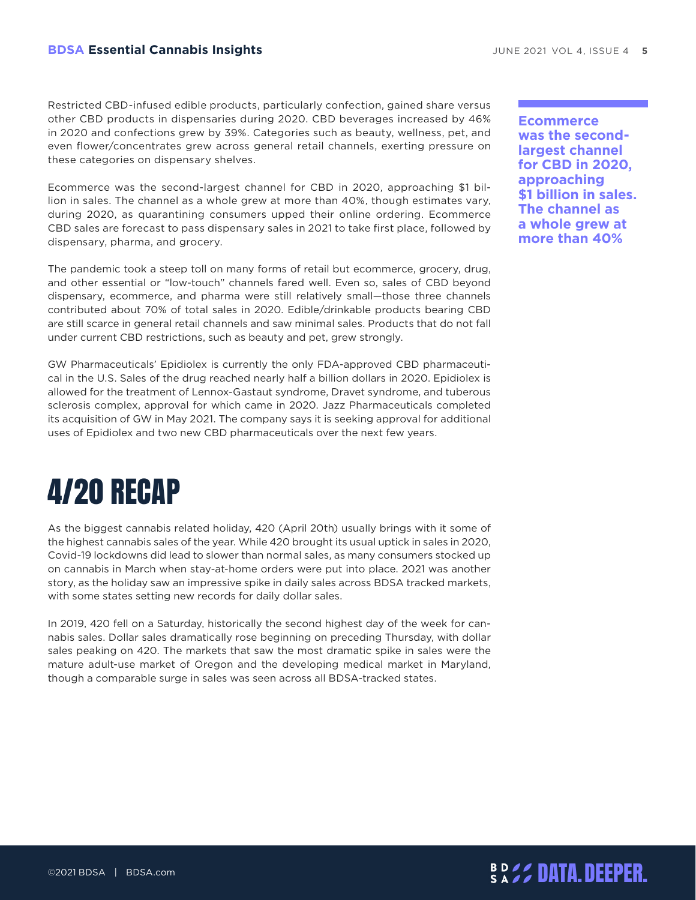Restricted CBD-infused edible products, particularly confection, gained share versus other CBD products in dispensaries during 2020. CBD beverages increased by 46% in 2020 and confections grew by 39%. Categories such as beauty, wellness, pet, and even flower/concentrates grew across general retail channels, exerting pressure on these categories on dispensary shelves.

Ecommerce was the second-largest channel for CBD in 2020, approaching $1 billion in sales. The channel as a whole grew at more than 40%, though estimates vary, during 2020, as quarantining consumers upped their online ordering. Ecommerce CBD sales are forecast to pass dispensary sales in 2021 to take first place, followed by dispensary, pharma, and grocery.

**Ecommerce was the second-largest channel for CBD in 2020, approaching $1 billion in sales. The channel as a whole grew at more than 40%**

The pandemic took a steep toll on many forms of retail but ecommerce, grocery, drug, and other essential or "low-touch" channels fared well. Even so, sales of CBD beyond dispensary, ecommerce, and pharma were still relatively small—those three channels contributed about 70% of total sales in 2020. Edible/drinkable products bearing CBD are still scarce in general retail channels and saw minimal sales. Products that do not fall under current CBD restrictions, such as beauty and pet, grew strongly.

GW Pharmaceuticals' Epidiolex is currently the only FDA-approved CBD pharmaceutical in the U.S. Sales of the drug reached nearly half a billion dollars in 2020. Epidiolex is allowed for the treatment of Lennox-Gastaut syndrome, Dravet syndrome, and tuberous sclerosis complex, approval for which came in 2020. Jazz Pharmaceuticals completed its acquisition of GW in May 2021. The company says it is seeking approval for additional uses of Epidiolex and two new CBD pharmaceuticals over the next few years.

# 4/20 RECAP

As the biggest cannabis related holiday, 420 (April 20th) usually brings with it some of the highest cannabis sales of the year. While 420 brought its usual uptick in sales in 2020, Covid-19 lockdowns did lead to slower than normal sales, as many consumers stocked up on cannabis in March when stay-at-home orders were put into place. 2021 was another story, as the holiday saw an impressive spike in daily sales across BDSA tracked markets, with some states setting new records for daily dollar sales.

In 2019, 420 fell on a Saturday, historically the second highest day of the week for cannabis sales. Dollar sales dramatically rose beginning on preceding Thursday, with dollar sales peaking on 420. The markets that saw the most dramatic spike in sales were the mature adult-use market of Oregon and the developing medical market in Maryland, though a comparable surge in sales was seen across all BDSA-tracked states.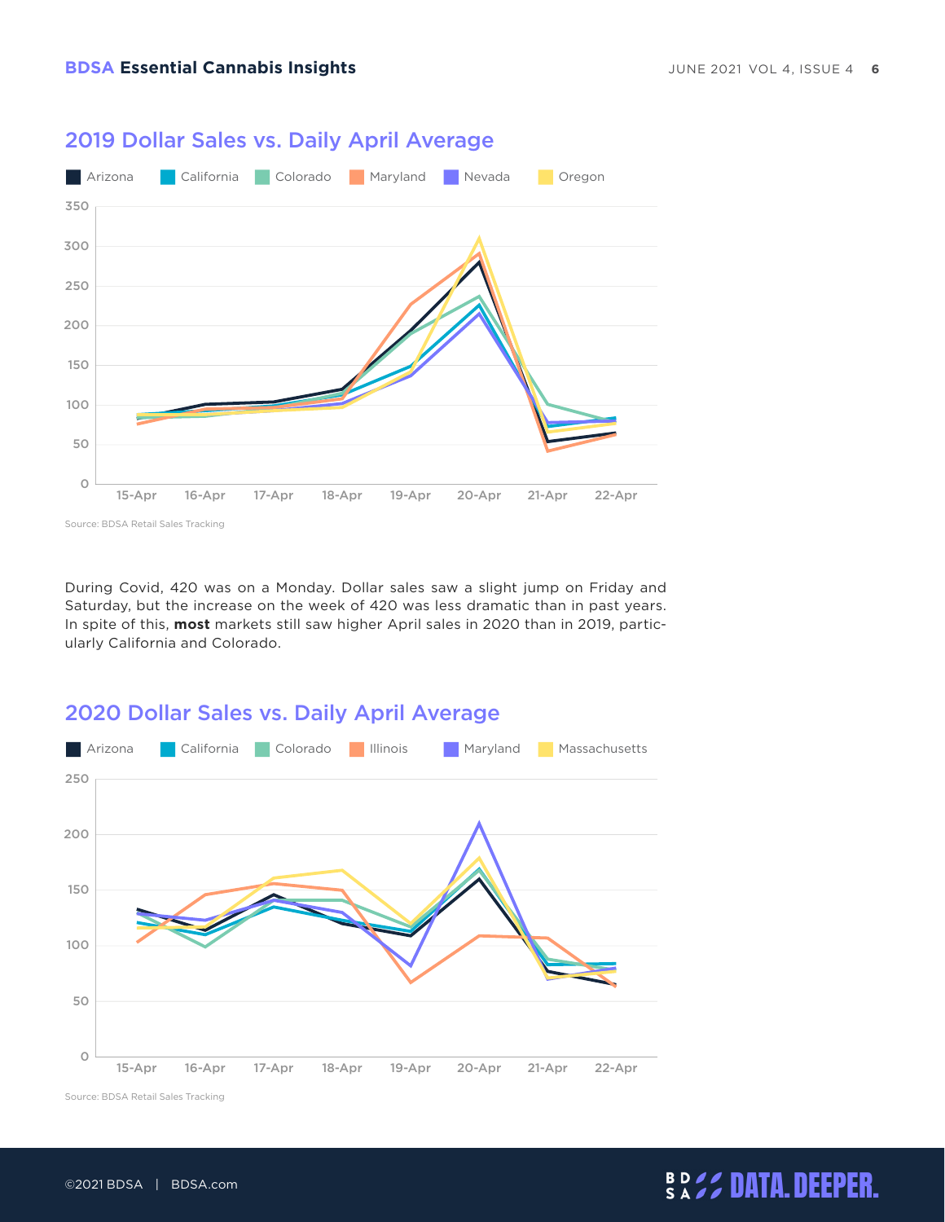## 2019 Dollar Sales vs. Daily April Average

Arizona | California | Colorado | Maryland | Nevada | Oregon

Source: BDSA Retail Sales Tracking

During Covid, 420 was on a Monday. Dollar sales saw a slight jump on Friday and Saturday, but the increase on the week of 420 was less dramatic than in past years. In spite of this, **most** markets still saw higher April sales in 2020 than in 2019, particularly California and Colorado.

## 2020 Dollar Sales vs. Daily April Average

Arizona | California | Colorado | Illinois | Maryland | Massachusetts

Source: BDSA Retail Sales Tracking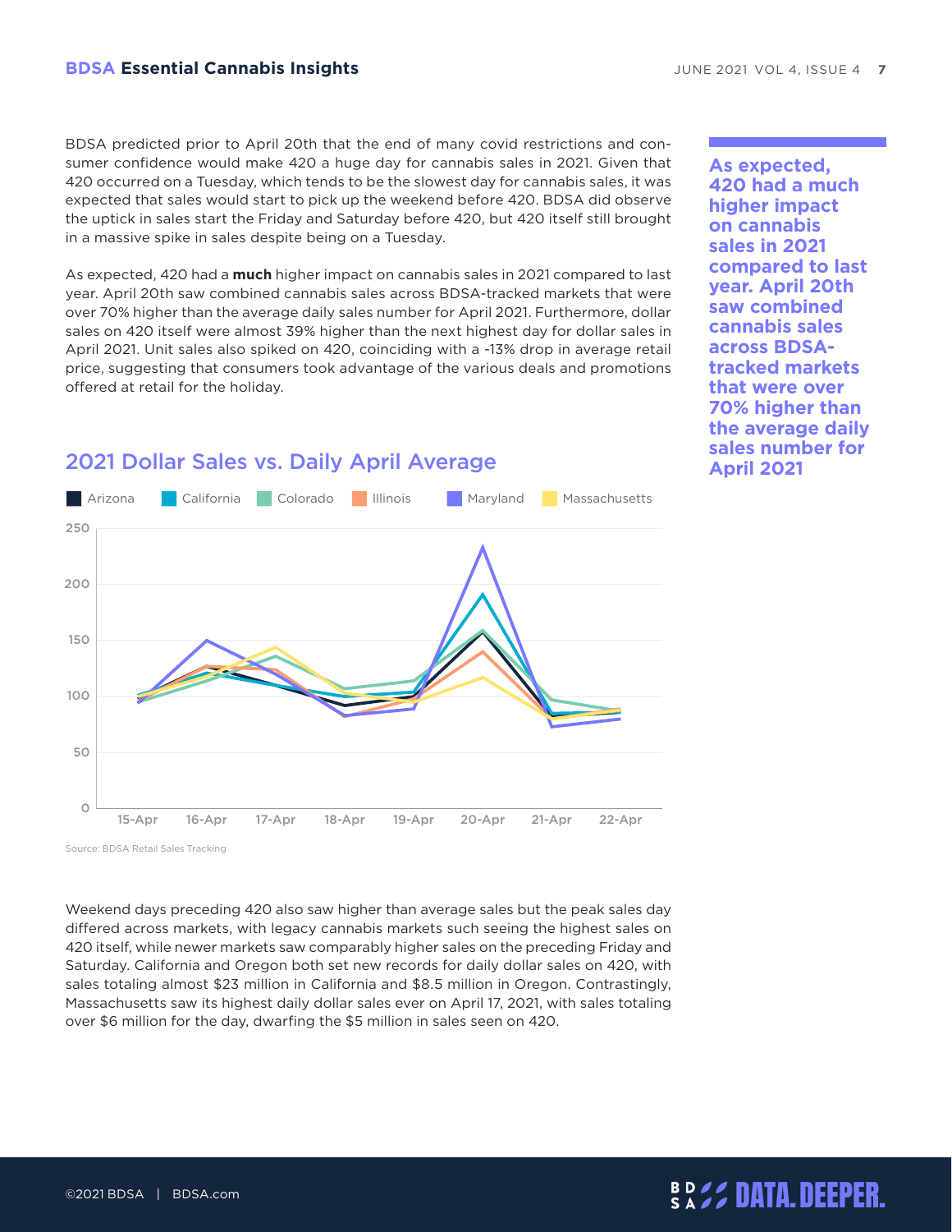BDSA predicted prior to April 20th that the end of many covid restrictions and consumer confidence would make 420 a huge day for cannabis sales in 2021. Given that 420 occurred on a Tuesday, which tends to be the slowest day for cannabis sales, it was expected that sales would start to pick up the weekend before 420. BDSA did observe the uptick in sales start the Friday and Saturday before 420, but 420 itself still brought in a massive spike in sales despite being on a Tuesday.

As expected, 420 had a **much** higher impact on cannabis sales in 2021 compared to last year. April 20th saw combined cannabis sales across BDSA-tracked markets that were over 70% higher than the average daily sales number for April 2021. Furthermore, dollar sales on 420 itself were almost 39% higher than the next highest day for dollar sales in April 2021. Unit sales also spiked on 420, coinciding with a -13% drop in average retail price, suggesting that consumers took advantage of the various deals and promotions offered at retail for the holiday.

**As expected, 420 had a much higher impact on cannabis sales in 2021 compared to last year. April 20th saw combined cannabis sales across BDSA-tracked markets that were over 70% higher than the average daily sales number for April 2021**

## 2021 Dollar Sales vs. Daily April Average

Arizona, California, Colorado, Illinois, Maryland, Massachusetts

250
200
150
100
50
0

15-Apr, 16-Apr, 17-Apr, 18-Apr, 19-Apr, 20-Apr, 21-Apr, 22-Apr

Source: BDSA Retail Sales Tracking

Weekend days preceding 420 also saw higher than average sales but the peak sales day differed across markets, with legacy cannabis markets such seeing the highest sales on 420 itself, while newer markets saw comparably higher sales on the preceding Friday and Saturday. California and Oregon both set new records for daily dollar sales on 420, with sales totaling almost $23 million in California and $8.5 million in Oregon. Contrastingly, Massachusetts saw its highest daily dollar sales ever on April 17, 2021, with sales totaling over $6 million for the day, dwarfing the $5 million in sales seen on 420.